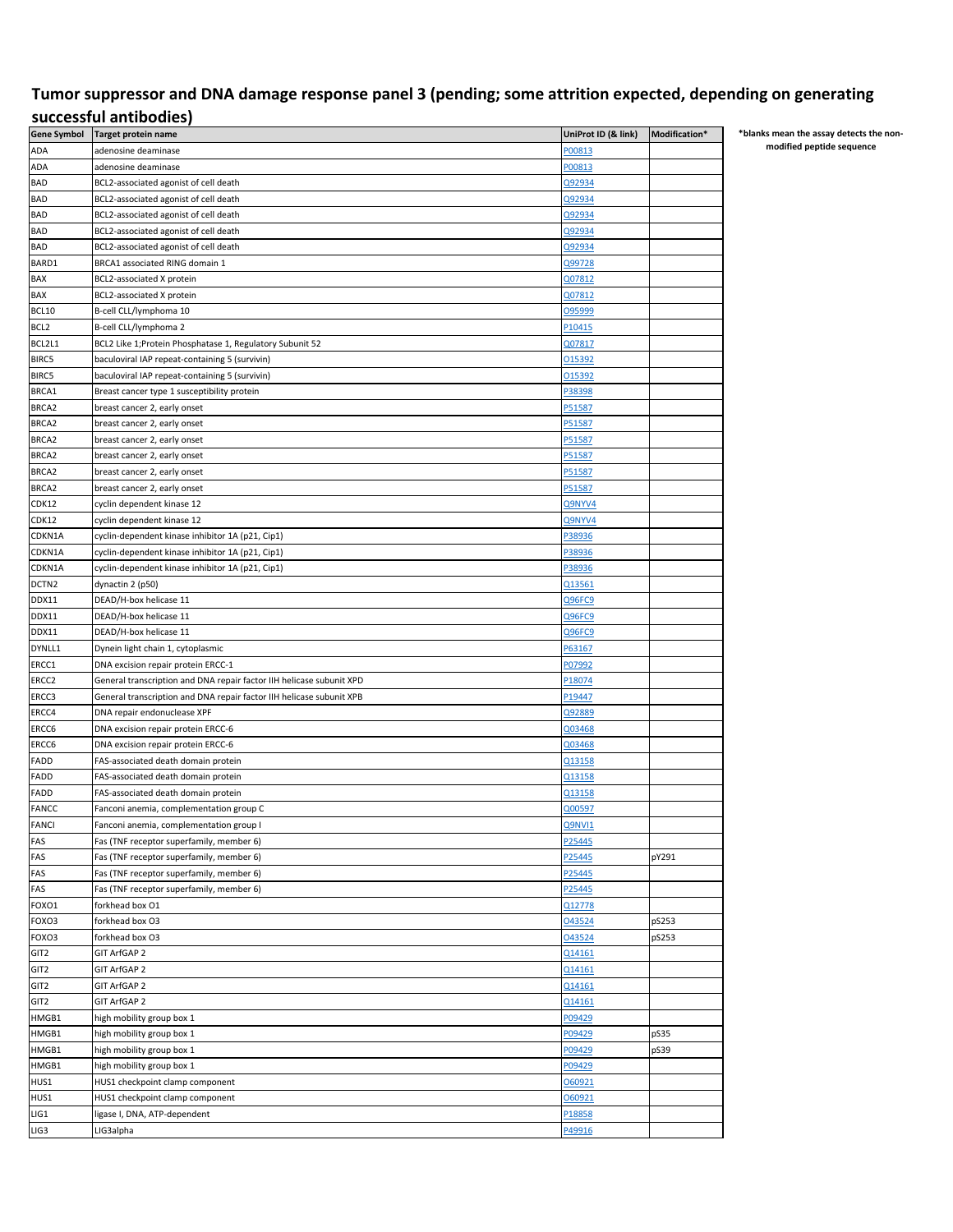## Tumor suppressor and DNA damage response panel 3 (pending; some attrition expected, depending on generating successful antibodies)

*blanks mean the assay detects the non-modified peptide sequence

| Gene Symbol | Target protein name | UniProt ID (& link) | Modification* |
|---|---|---|---|
| ADA | adenosine deaminase | P00813 | |
| ADA | adenosine deaminase | P00813 | |
| BAD | BCL2-associated agonist of cell death | Q92934 | |
| BAD | BCL2-associated agonist of cell death | Q92934 | |
| BAD | BCL2-associated agonist of cell death | Q92934 | |
| BAD | BCL2-associated agonist of cell death | Q92934 | |
| BAD | BCL2-associated agonist of cell death | Q92934 | |
| BARD1 | BRCA1 associated RING domain 1 | Q99728 | |
| BAX | BCL2-associated X protein | Q07812 | |
| BAX | BCL2-associated X protein | Q07812 | |
| BCL10 | B-cell CLL/lymphoma 10 | O95999 | |
| BCL2 | B-cell CLL/lymphoma 2 | P10415 | |
| BCL2L1 | BCL2 Like 1;Protein Phosphatase 1, Regulatory Subunit 52 | Q07817 | |
| BIRC5 | baculoviral IAP repeat-containing 5 (survivin) | O15392 | |
| BIRC5 | baculoviral IAP repeat-containing 5 (survivin) | O15392 | |
| BRCA1 | Breast cancer type 1 susceptibility protein | P38398 | |
| BRCA2 | breast cancer 2, early onset | P51587 | |
| BRCA2 | breast cancer 2, early onset | P51587 | |
| BRCA2 | breast cancer 2, early onset | P51587 | |
| BRCA2 | breast cancer 2, early onset | P51587 | |
| BRCA2 | breast cancer 2, early onset | P51587 | |
| BRCA2 | breast cancer 2, early onset | P51587 | |
| CDK12 | cyclin dependent kinase 12 | Q9NYV4 | |
| CDK12 | cyclin dependent kinase 12 | Q9NYV4 | |
| CDKN1A | cyclin-dependent kinase inhibitor 1A (p21, Cip1) | P38936 | |
| CDKN1A | cyclin-dependent kinase inhibitor 1A (p21, Cip1) | P38936 | |
| CDKN1A | cyclin-dependent kinase inhibitor 1A (p21, Cip1) | P38936 | |
| DCTN2 | dynactin 2 (p50) | Q13561 | |
| DDX11 | DEAD/H-box helicase 11 | Q96FC9 | |
| DDX11 | DEAD/H-box helicase 11 | Q96FC9 | |
| DDX11 | DEAD/H-box helicase 11 | Q96FC9 | |
| DYNLL1 | Dynein light chain 1, cytoplasmic | P63167 | |
| ERCC1 | DNA excision repair protein ERCC-1 | P07992 | |
| ERCC2 | General transcription and DNA repair factor IIH helicase subunit XPD | P18074 | |
| ERCC3 | General transcription and DNA repair factor IIH helicase subunit XPB | P19447 | |
| ERCC4 | DNA repair endonuclease XPF | Q92889 | |
| ERCC6 | DNA excision repair protein ERCC-6 | Q03468 | |
| ERCC6 | DNA excision repair protein ERCC-6 | Q03468 | |
| FADD | FAS-associated death domain protein | Q13158 | |
| FADD | FAS-associated death domain protein | Q13158 | |
| FADD | FAS-associated death domain protein | Q13158 | |
| FANCC | Fanconi anemia, complementation group C | Q00597 | |
| FANCI | Fanconi anemia, complementation group I | Q9NVI1 | |
| FAS | Fas (TNF receptor superfamily, member 6) | P25445 | |
| FAS | Fas (TNF receptor superfamily, member 6) | P25445 | pY291 |
| FAS | Fas (TNF receptor superfamily, member 6) | P25445 | |
| FAS | Fas (TNF receptor superfamily, member 6) | P25445 | |
| FOXO1 | forkhead box O1 | Q12778 | |
| FOXO3 | forkhead box O3 | O43524 | pS253 |
| FOXO3 | forkhead box O3 | O43524 | pS253 |
| GIT2 | GIT ArfGAP 2 | Q14161 | |
| GIT2 | GIT ArfGAP 2 | Q14161 | |
| GIT2 | GIT ArfGAP 2 | Q14161 | |
| GIT2 | GIT ArfGAP 2 | Q14161 | |
| HMGB1 | high mobility group box 1 | P09429 | |
| HMGB1 | high mobility group box 1 | P09429 | pS35 |
| HMGB1 | high mobility group box 1 | P09429 | pS39 |
| HMGB1 | high mobility group box 1 | P09429 | |
| HUS1 | HUS1 checkpoint clamp component | O60921 | |
| HUS1 | HUS1 checkpoint clamp component | O60921 | |
| LIG1 | ligase I, DNA, ATP-dependent | P18858 | |
| LIG3 | LIG3alpha | P49916 | |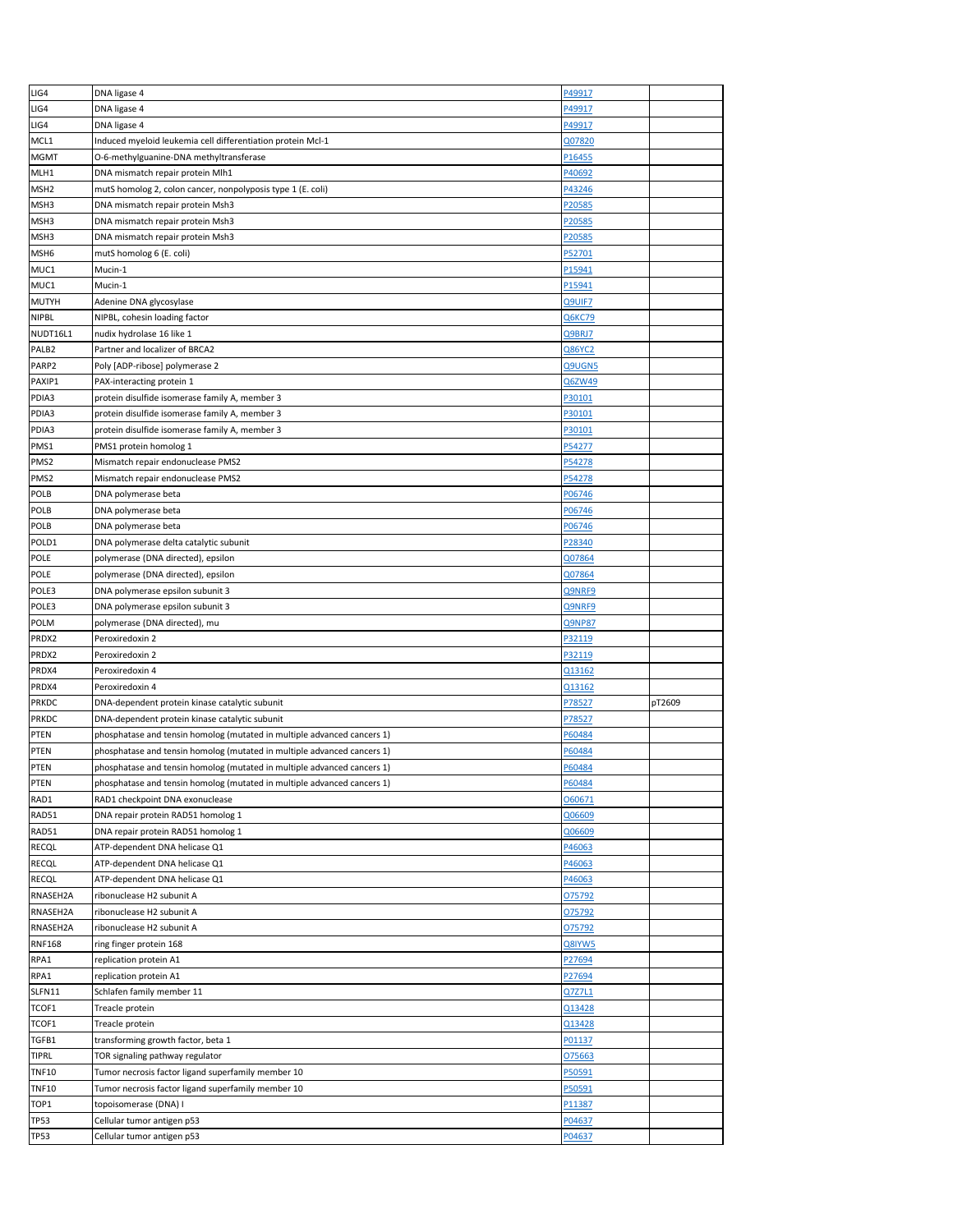| | | | |
|---|---|---|---|
| LIG4 | DNA ligase 4 | P49917 | |
| LIG4 | DNA ligase 4 | P49917 | |
| LIG4 | DNA ligase 4 | P49917 | |
| MCL1 | Induced myeloid leukemia cell differentiation protein Mcl-1 | Q07820 | |
| MGMT | O-6-methylguanine-DNA methyltransferase | P16455 | |
| MLH1 | DNA mismatch repair protein Mlh1 | P40692 | |
| MSH2 | mutS homolog 2, colon cancer, nonpolyposis type 1 (E. coli) | P43246 | |
| MSH3 | DNA mismatch repair protein Msh3 | P20585 | |
| MSH3 | DNA mismatch repair protein Msh3 | P20585 | |
| MSH3 | DNA mismatch repair protein Msh3 | P20585 | |
| MSH6 | mutS homolog 6 (E. coli) | P52701 | |
| MUC1 | Mucin-1 | P15941 | |
| MUC1 | Mucin-1 | P15941 | |
| MUTYH | Adenine DNA glycosylase | Q9UIF7 | |
| NIPBL | NIPBL, cohesin loading factor | Q6KC79 | |
| NUDT16L1 | nudix hydrolase 16 like 1 | Q9BRJ7 | |
| PALB2 | Partner and localizer of BRCA2 | Q86YC2 | |
| PARP2 | Poly [ADP-ribose] polymerase 2 | Q9UGN5 | |
| PAXIP1 | PAX-interacting protein 1 | Q6ZW49 | |
| PDIA3 | protein disulfide isomerase family A, member 3 | P30101 | |
| PDIA3 | protein disulfide isomerase family A, member 3 | P30101 | |
| PDIA3 | protein disulfide isomerase family A, member 3 | P30101 | |
| PMS1 | PMS1 protein homolog 1 | P54277 | |
| PMS2 | Mismatch repair endonuclease PMS2 | P54278 | |
| PMS2 | Mismatch repair endonuclease PMS2 | P54278 | |
| POLB | DNA polymerase beta | P06746 | |
| POLB | DNA polymerase beta | P06746 | |
| POLB | DNA polymerase beta | P06746 | |
| POLD1 | DNA polymerase delta catalytic subunit | P28340 | |
| POLE | polymerase (DNA directed), epsilon | Q07864 | |
| POLE | polymerase (DNA directed), epsilon | Q07864 | |
| POLE3 | DNA polymerase epsilon subunit 3 | Q9NRF9 | |
| POLE3 | DNA polymerase epsilon subunit 3 | Q9NRF9 | |
| POLM | polymerase (DNA directed), mu | Q9NP87 | |
| PRDX2 | Peroxiredoxin 2 | P32119 | |
| PRDX2 | Peroxiredoxin 2 | P32119 | |
| PRDX4 | Peroxiredoxin 4 | Q13162 | |
| PRDX4 | Peroxiredoxin 4 | Q13162 | |
| PRKDC | DNA-dependent protein kinase catalytic subunit | P78527 | pT2609 |
| PRKDC | DNA-dependent protein kinase catalytic subunit | P78527 | |
| PTEN | phosphatase and tensin homolog (mutated in multiple advanced cancers 1) | P60484 | |
| PTEN | phosphatase and tensin homolog (mutated in multiple advanced cancers 1) | P60484 | |
| PTEN | phosphatase and tensin homolog (mutated in multiple advanced cancers 1) | P60484 | |
| PTEN | phosphatase and tensin homolog (mutated in multiple advanced cancers 1) | P60484 | |
| RAD1 | RAD1 checkpoint DNA exonuclease | O60671 | |
| RAD51 | DNA repair protein RAD51 homolog 1 | Q06609 | |
| RAD51 | DNA repair protein RAD51 homolog 1 | Q06609 | |
| RECQL | ATP-dependent DNA helicase Q1 | P46063 | |
| RECQL | ATP-dependent DNA helicase Q1 | P46063 | |
| RECQL | ATP-dependent DNA helicase Q1 | P46063 | |
| RNASEH2A | ribonuclease H2 subunit A | O75792 | |
| RNASEH2A | ribonuclease H2 subunit A | O75792 | |
| RNASEH2A | ribonuclease H2 subunit A | O75792 | |
| RNF168 | ring finger protein 168 | Q8IYW5 | |
| RPA1 | replication protein A1 | P27694 | |
| RPA1 | replication protein A1 | P27694 | |
| SLFN11 | Schlafen family member 11 | Q7Z7L1 | |
| TCOF1 | Treacle protein | Q13428 | |
| TCOF1 | Treacle protein | Q13428 | |
| TGFB1 | transforming growth factor, beta 1 | P01137 | |
| TIPRL | TOR signaling pathway regulator | O75663 | |
| TNF10 | Tumor necrosis factor ligand superfamily member 10 | P50591 | |
| TNF10 | Tumor necrosis factor ligand superfamily member 10 | P50591 | |
| TOP1 | topoisomerase (DNA) I | P11387 | |
| TP53 | Cellular tumor antigen p53 | P04637 | |
| TP53 | Cellular tumor antigen p53 | P04637 | |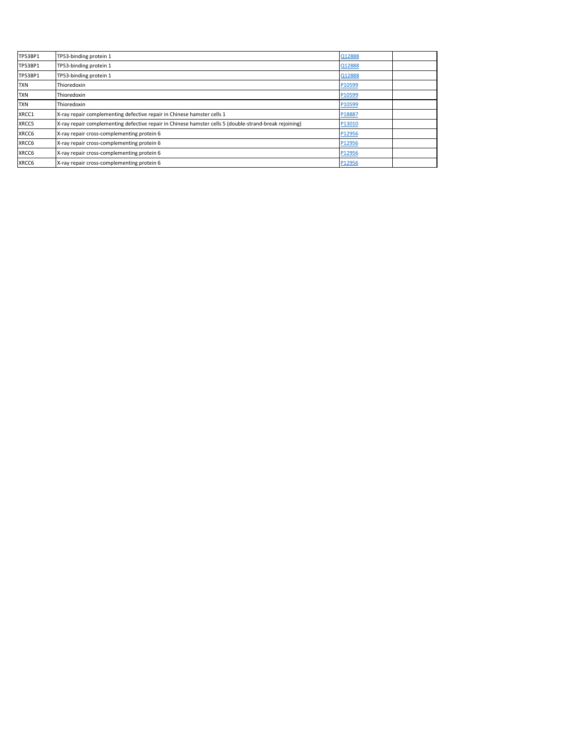| | | | |
|---|---|---|---|
| TP53BP1 | TP53-binding protein 1 | Q12888 | |
| TP53BP1 | TP53-binding protein 1 | Q12888 | |
| TP53BP1 | TP53-binding protein 1 | Q12888 | |
| TXN | Thioredoxin | P10599 | |
| TXN | Thioredoxin | P10599 | |
| TXN | Thioredoxin | P10599 | |
| XRCC1 | X-ray repair complementing defective repair in Chinese hamster cells 1 | P18887 | |
| XRCC5 | X-ray repair complementing defective repair in Chinese hamster cells 5 (double-strand-break rejoining) | P13010 | |
| XRCC6 | X-ray repair cross-complementing protein 6 | P12956 | |
| XRCC6 | X-ray repair cross-complementing protein 6 | P12956 | |
| XRCC6 | X-ray repair cross-complementing protein 6 | P12956 | |
| XRCC6 | X-ray repair cross-complementing protein 6 | P12956 | |